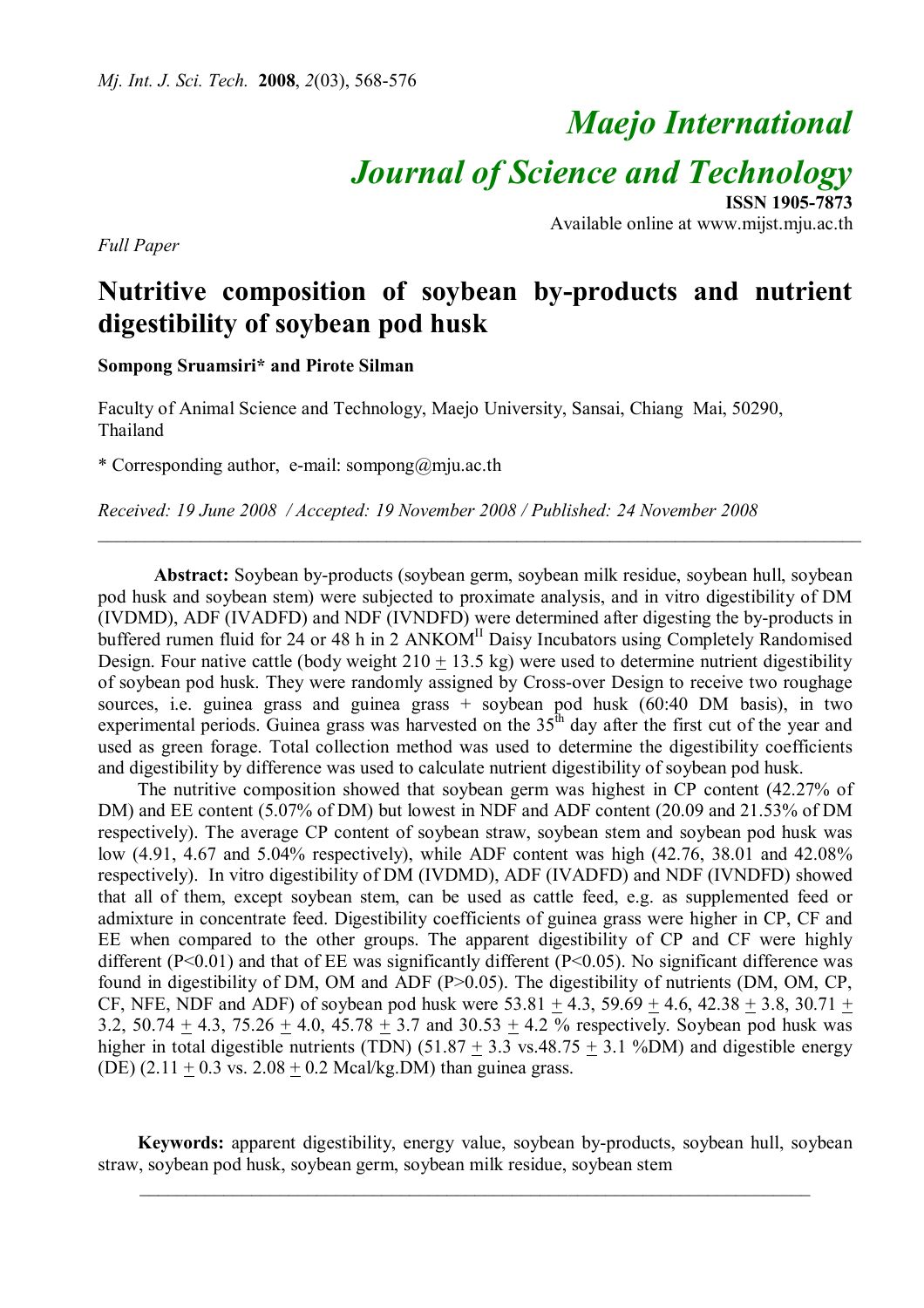*Mj. Int. J. Sci. Tech.* **2008**, *2*(03), 568-576

# *Maejo International Journal of Science and Technology*

**ISSN 1905-7873**
Available online at www.mijst.mju.ac.th

*Full Paper*

## Nutritive composition of soybean by-products and nutrient digestibility of soybean pod husk

**Sompong Sruamsiri\* and Pirote Silman**

Faculty of Animal Science and Technology, Maejo University, Sansai, Chiang Mai, 50290, Thailand

\* Corresponding author, e-mail: sompong@mju.ac.th

*Received: 19 June 2008 / Accepted: 19 November 2008 / Published: 24 November 2008*

---

**Abstract:** Soybean by-products (soybean germ, soybean milk residue, soybean hull, soybean pod husk and soybean stem) were subjected to proximate analysis, and in vitro digestibility of DM (IVDMD), ADF (IVADFD) and NDF (IVNDFD) were determined after digesting the by-products in buffered rumen fluid for 24 or 48 h in 2 ANKOM$^{II}$ Daisy Incubators using Completely Randomised Design. Four native cattle (body weight 210 ± 13.5 kg) were used to determine nutrient digestibility of soybean pod husk. They were randomly assigned by Cross-over Design to receive two roughage sources, i.e. guinea grass and guinea grass + soybean pod husk (60:40 DM basis), in two experimental periods. Guinea grass was harvested on the 35$^{th}$ day after the first cut of the year and used as green forage. Total collection method was used to determine the digestibility coefficients and digestibility by difference was used to calculate nutrient digestibility of soybean pod husk.

The nutritive composition showed that soybean germ was highest in CP content (42.27% of DM) and EE content (5.07% of DM) but lowest in NDF and ADF content (20.09 and 21.53% of DM respectively). The average CP content of soybean straw, soybean stem and soybean pod husk was low (4.91, 4.67 and 5.04% respectively), while ADF content was high (42.76, 38.01 and 42.08% respectively). In vitro digestibility of DM (IVDMD), ADF (IVADFD) and NDF (IVNDFD) showed that all of them, except soybean stem, can be used as cattle feed, e.g. as supplemented feed or admixture in concentrate feed. Digestibility coefficients of guinea grass were higher in CP, CF and EE when compared to the other groups. The apparent digestibility of CP and CF were highly different ($P<0.01$) and that of EE was significantly different ($P<0.05$). No significant difference was found in digestibility of DM, OM and ADF ($P>0.05$). The digestibility of nutrients (DM, OM, CP, CF, NFE, NDF and ADF) of soybean pod husk were 53.81 ± 4.3, 59.69 ± 4.6, 42.38 ± 3.8, 30.71 ± 3.2, 50.74 ± 4.3, 75.26 ± 4.0, 45.78 ± 3.7 and 30.53 ± 4.2 % respectively. Soybean pod husk was higher in total digestible nutrients (TDN) (51.87 ± 3.3 vs.48.75 ± 3.1 %DM) and digestible energy (DE) (2.11 ± 0.3 vs. 2.08 ± 0.2 Mcal/kg.DM) than guinea grass.

**Keywords:** apparent digestibility, energy value, soybean by-products, soybean hull, soybean straw, soybean pod husk, soybean germ, soybean milk residue, soybean stem

---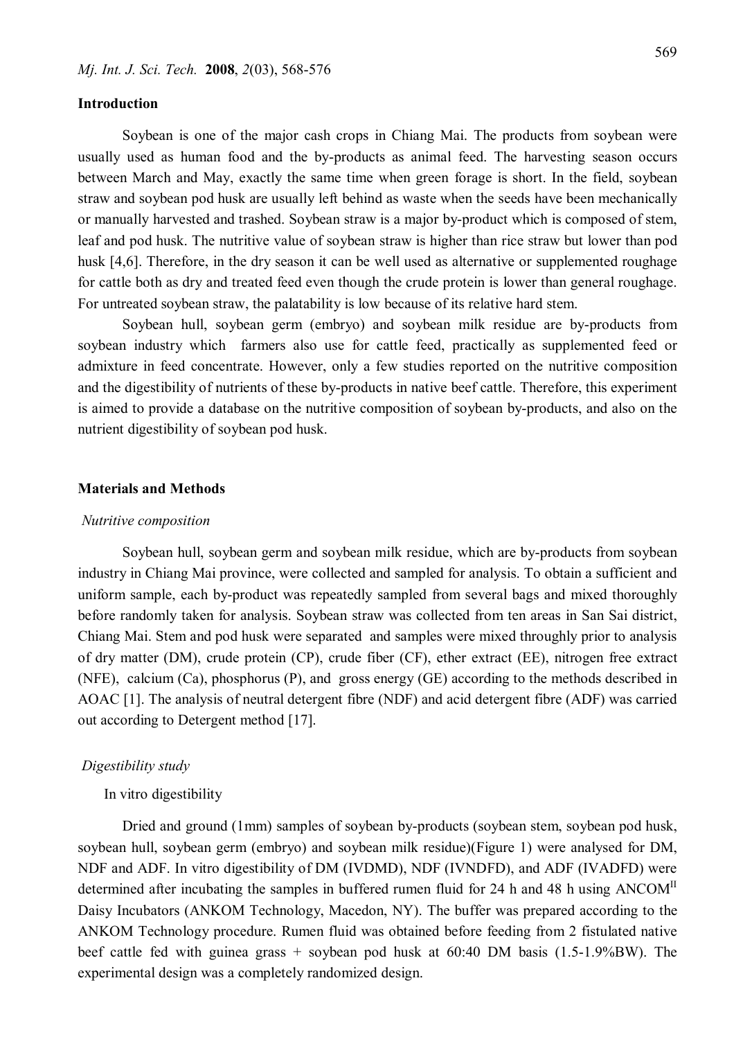## Introduction

Soybean is one of the major cash crops in Chiang Mai. The products from soybean were usually used as human food and the by-products as animal feed. The harvesting season occurs between March and May, exactly the same time when green forage is short. In the field, soybean straw and soybean pod husk are usually left behind as waste when the seeds have been mechanically or manually harvested and trashed. Soybean straw is a major by-product which is composed of stem, leaf and pod husk. The nutritive value of soybean straw is higher than rice straw but lower than pod husk [4,6]. Therefore, in the dry season it can be well used as alternative or supplemented roughage for cattle both as dry and treated feed even though the crude protein is lower than general roughage. For untreated soybean straw, the palatability is low because of its relative hard stem.

Soybean hull, soybean germ (embryo) and soybean milk residue are by-products from soybean industry which farmers also use for cattle feed, practically as supplemented feed or admixture in feed concentrate. However, only a few studies reported on the nutritive composition and the digestibility of nutrients of these by-products in native beef cattle. Therefore, this experiment is aimed to provide a database on the nutritive composition of soybean by-products, and also on the nutrient digestibility of soybean pod husk.

## Materials and Methods

### *Nutritive composition*

Soybean hull, soybean germ and soybean milk residue, which are by-products from soybean industry in Chiang Mai province, were collected and sampled for analysis. To obtain a sufficient and uniform sample, each by-product was repeatedly sampled from several bags and mixed thoroughly before randomly taken for analysis. Soybean straw was collected from ten areas in San Sai district, Chiang Mai. Stem and pod husk were separated and samples were mixed throughly prior to analysis of dry matter (DM), crude protein (CP), crude fiber (CF), ether extract (EE), nitrogen free extract (NFE), calcium (Ca), phosphorus (P), and gross energy (GE) according to the methods described in AOAC [1]. The analysis of neutral detergent fibre (NDF) and acid detergent fibre (ADF) was carried out according to Detergent method [17].

### *Digestibility study*

In vitro digestibility

Dried and ground (1mm) samples of soybean by-products (soybean stem, soybean pod husk, soybean hull, soybean germ (embryo) and soybean milk residue)(Figure 1) were analysed for DM, NDF and ADF. In vitro digestibility of DM (IVDMD), NDF (IVNDFD), and ADF (IVADFD) were determined after incubating the samples in buffered rumen fluid for 24 h and 48 h using ANCOM$^{II}$ Daisy Incubators (ANKOM Technology, Macedon, NY). The buffer was prepared according to the ANKOM Technology procedure. Rumen fluid was obtained before feeding from 2 fistulated native beef cattle fed with guinea grass + soybean pod husk at 60:40 DM basis (1.5-1.9%BW). The experimental design was a completely randomized design.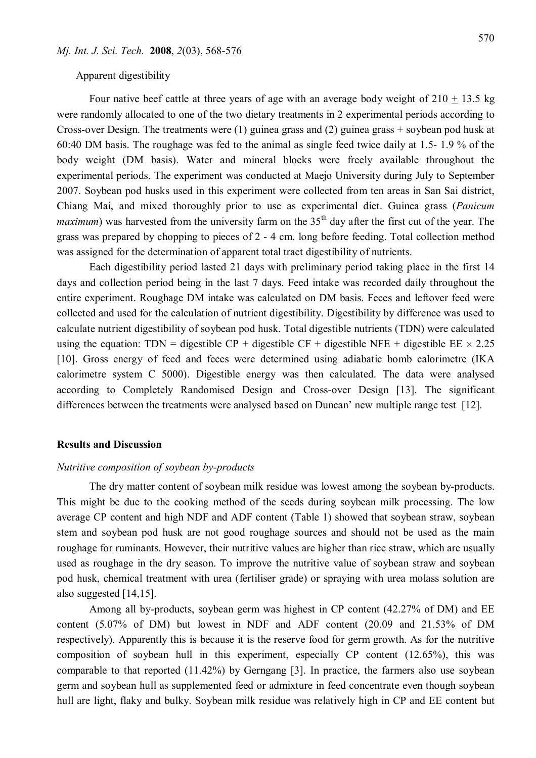Apparent digestibility

Four native beef cattle at three years of age with an average body weight of 210 ± 13.5 kg were randomly allocated to one of the two dietary treatments in 2 experimental periods according to Cross-over Design. The treatments were (1) guinea grass and (2) guinea grass + soybean pod husk at 60:40 DM basis. The roughage was fed to the animal as single feed twice daily at 1.5- 1.9 % of the body weight (DM basis). Water and mineral blocks were freely available throughout the experimental periods. The experiment was conducted at Maejo University during July to September 2007. Soybean pod husks used in this experiment were collected from ten areas in San Sai district, Chiang Mai, and mixed thoroughly prior to use as experimental diet. Guinea grass (*Panicum maximum*) was harvested from the university farm on the 35$^{th}$ day after the first cut of the year. The grass was prepared by chopping to pieces of 2 - 4 cm. long before feeding. Total collection method was assigned for the determination of apparent total tract digestibility of nutrients.

Each digestibility period lasted 21 days with preliminary period taking place in the first 14 days and collection period being in the last 7 days. Feed intake was recorded daily throughout the entire experiment. Roughage DM intake was calculated on DM basis. Feces and leftover feed were collected and used for the calculation of nutrient digestibility. Digestibility by difference was used to calculate nutrient digestibility of soybean pod husk. Total digestible nutrients (TDN) were calculated using the equation: TDN = digestible CP + digestible CF + digestible NFE + digestible EE $\times$ 2.25 [10]. Gross energy of feed and feces were determined using adiabatic bomb calorimetre (IKA calorimetre system C 5000). Digestible energy was then calculated. The data were analysed according to Completely Randomised Design and Cross-over Design [13]. The significant differences between the treatments were analysed based on Duncan' new multiple range test [12].

## Results and Discussion

### *Nutritive composition of soybean by-products*

The dry matter content of soybean milk residue was lowest among the soybean by-products. This might be due to the cooking method of the seeds during soybean milk processing. The low average CP content and high NDF and ADF content (Table 1) showed that soybean straw, soybean stem and soybean pod husk are not good roughage sources and should not be used as the main roughage for ruminants. However, their nutritive values are higher than rice straw, which are usually used as roughage in the dry season. To improve the nutritive value of soybean straw and soybean pod husk, chemical treatment with urea (fertiliser grade) or spraying with urea molass solution are also suggested [14,15].

Among all by-products, soybean germ was highest in CP content (42.27% of DM) and EE content (5.07% of DM) but lowest in NDF and ADF content (20.09 and 21.53% of DM respectively). Apparently this is because it is the reserve food for germ growth. As for the nutritive composition of soybean hull in this experiment, especially CP content (12.65%), this was comparable to that reported (11.42%) by Gerngang [3]. In practice, the farmers also use soybean germ and soybean hull as supplemented feed or admixture in feed concentrate even though soybean hull are light, flaky and bulky. Soybean milk residue was relatively high in CP and EE content but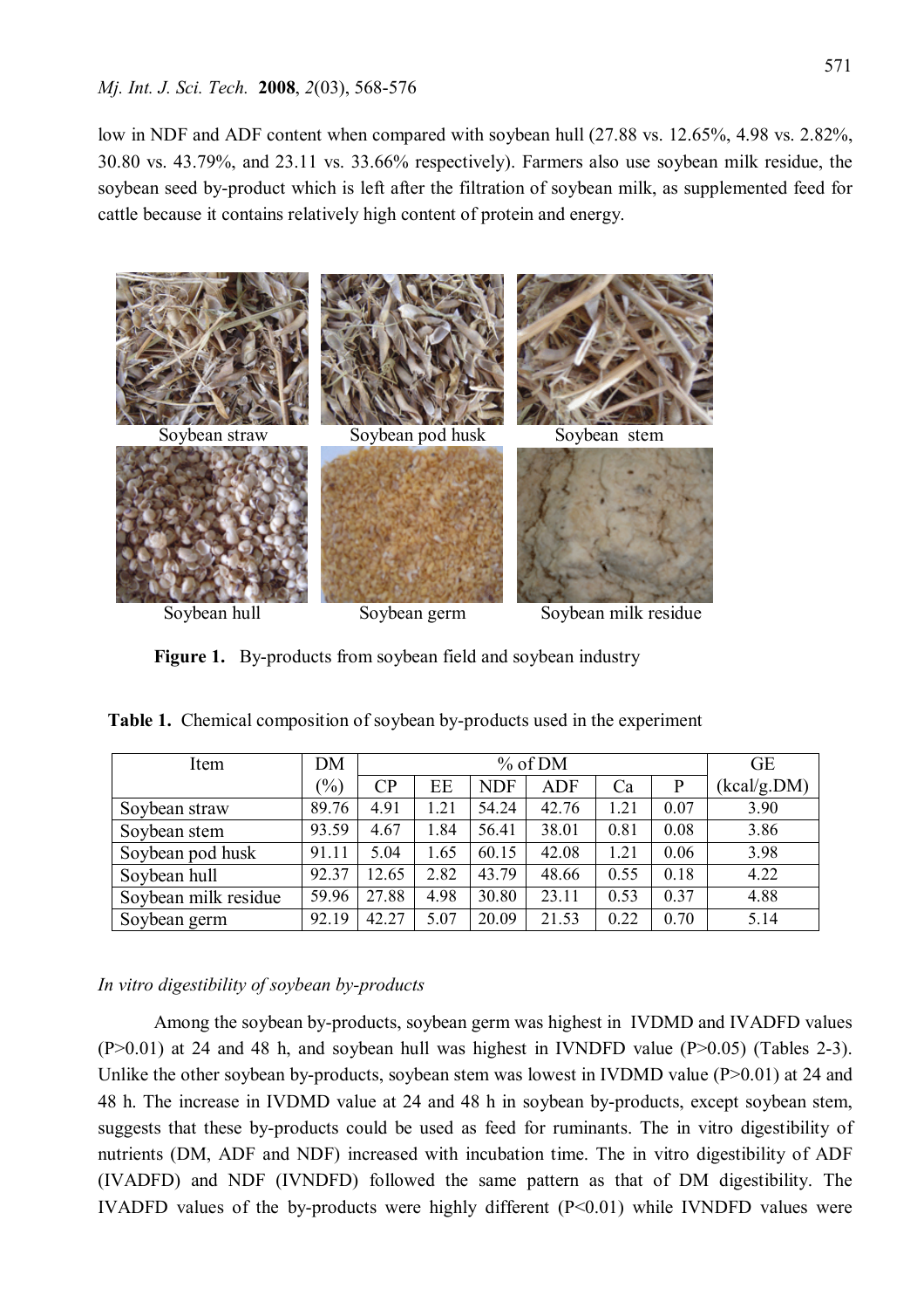low in NDF and ADF content when compared with soybean hull (27.88 vs. 12.65%, 4.98 vs. 2.82%, 30.80 vs. 43.79%, and 23.11 vs. 33.66% respectively). Farmers also use soybean milk residue, the soybean seed by-product which is left after the filtration of soybean milk, as supplemented feed for cattle because it contains relatively high content of protein and energy.

Soybean straw | Soybean pod husk | Soybean stem

Soybean hull | Soybean germ | Soybean milk residue

**Figure 1.** By-products from soybean field and soybean industry

**Table 1.** Chemical composition of soybean by-products used in the experiment

| Item | DM | % of DM | | | | | | GE |
|---|---|---|---|---|---|---|---|---|
| | (%) | CP | EE | NDF | ADF | Ca | P | (kcal/g.DM) |
| Soybean straw | 89.76 | 4.91 | 1.21 | 54.24 | 42.76 | 1.21 | 0.07 | 3.90 |
| Soybean stem | 93.59 | 4.67 | 1.84 | 56.41 | 38.01 | 0.81 | 0.08 | 3.86 |
| Soybean pod husk | 91.11 | 5.04 | 1.65 | 60.15 | 42.08 | 1.21 | 0.06 | 3.98 |
| Soybean hull | 92.37 | 12.65 | 2.82 | 43.79 | 48.66 | 0.55 | 0.18 | 4.22 |
| Soybean milk residue | 59.96 | 27.88 | 4.98 | 30.80 | 23.11 | 0.53 | 0.37 | 4.88 |
| Soybean germ | 92.19 | 42.27 | 5.07 | 20.09 | 21.53 | 0.22 | 0.70 | 5.14 |

*In vitro digestibility of soybean by-products*

Among the soybean by-products, soybean germ was highest in IVDMD and IVADFD values ($P>0.01$) at 24 and 48 h, and soybean hull was highest in IVNDFD value ($P>0.05$) (Tables 2-3). Unlike the other soybean by-products, soybean stem was lowest in IVDMD value ($P>0.01$) at 24 and 48 h. The increase in IVDMD value at 24 and 48 h in soybean by-products, except soybean stem, suggests that these by-products could be used as feed for ruminants. The in vitro digestibility of nutrients (DM, ADF and NDF) increased with incubation time. The in vitro digestibility of ADF (IVADFD) and NDF (IVNDFD) followed the same pattern as that of DM digestibility. The IVADFD values of the by-products were highly different ($P<0.01$) while IVNDFD values were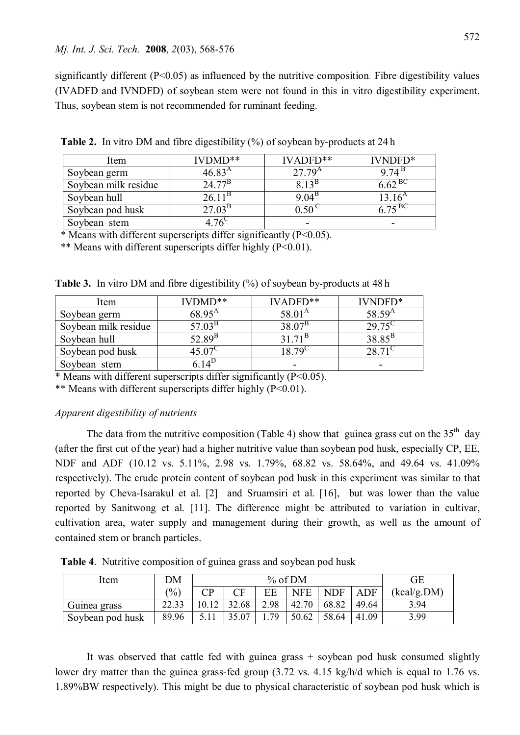significantly different (P<0.05) as influenced by the nutritive composition. Fibre digestibility values (IVADFD and IVNDFD) of soybean stem were not found in this in vitro digestibility experiment. Thus, soybean stem is not recommended for ruminant feeding.

**Table 2.** In vitro DM and fibre digestibility (%) of soybean by-products at 24 h

| Item | IVDMD** | IVADFD** | IVNDFD* |
|---|---|---|---|
| Soybean germ | $46.83^{A}$ | $27.79^{A}$ | $9.74^{B}$ |
| Soybean milk residue | $24.77^{B}$ | $8.13^{B}$ | $6.62^{BC}$ |
| Soybean hull | $26.11^{B}$ | $9.04^{B}$ | $13.16^{A}$ |
| Soybean pod husk | $27.03^{B}$ | $0.50^{C}$ | $6.75^{BC}$ |
| Soybean stem | $4.76^{C}$ | - | - |

\* Means with different superscripts differ significantly (P<0.05).

** Means with different superscripts differ highly (P<0.01).

**Table 3.** In vitro DM and fibre digestibility (%) of soybean by-products at 48 h

| Item | IVDMD** | IVADFD** | IVNDFD* |
|---|---|---|---|
| Soybean germ | $68.95^{A}$ | $58.01^{A}$ | $58.59^{A}$ |
| Soybean milk residue | $57.03^{B}$ | $38.07^{B}$ | $29.75^{C}$ |
| Soybean hull | $52.89^{B}$ | $31.71^{B}$ | $38.85^{B}$ |
| Soybean pod husk | $45.07^{C}$ | $18.79^{C}$ | $28.71^{C}$ |
| Soybean stem | $6.14^{D}$ | - | - |

\* Means with different superscripts differ significantly (P<0.05).

** Means with different superscripts differ highly (P<0.01).

### *Apparent digestibility of nutrients*

The data from the nutritive composition (Table 4) show that guinea grass cut on the 35th day (after the first cut of the year) had a higher nutritive value than soybean pod husk, especially CP, EE, NDF and ADF (10.12 vs. 5.11%, 2.98 vs. 1.79%, 68.82 vs. 58.64%, and 49.64 vs. 41.09% respectively). The crude protein content of soybean pod husk in this experiment was similar to that reported by Cheva-Isarakul et al. [2] and Sruamsiri et al. [16], but was lower than the value reported by Sanitwong et al. [11]. The difference might be attributed to variation in cultivar, cultivation area, water supply and management during their growth, as well as the amount of contained stem or branch particles.

**Table 4**. Nutritive composition of guinea grass and soybean pod husk

| Item | DM | % of DM | | | | | | GE |
|---|---|---|---|---|---|---|---|---|
| | (%) | CP | CF | EE | NFE | NDF | ADF | (kcal/g.DM) |
| Guinea grass | 22.33 | 10.12 | 32.68 | 2.98 | 42.70 | 68.82 | 49.64 | 3.94 |
| Soybean pod husk | 89.96 | 5.11 | 35.07 | 1.79 | 50.62 | 58.64 | 41.09 | 3.99 |

It was observed that cattle fed with guinea grass + soybean pod husk consumed slightly lower dry matter than the guinea grass-fed group (3.72 vs. 4.15 kg/h/d which is equal to 1.76 vs. 1.89%BW respectively). This might be due to physical characteristic of soybean pod husk which is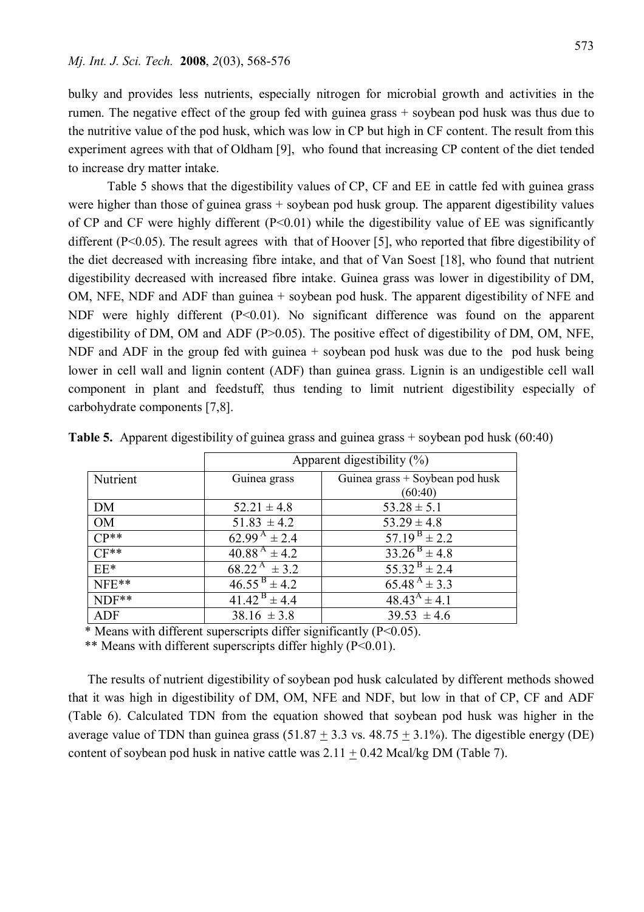bulky and provides less nutrients, especially nitrogen for microbial growth and activities in the rumen. The negative effect of the group fed with guinea grass + soybean pod husk was thus due to the nutritive value of the pod husk, which was low in CP but high in CF content. The result from this experiment agrees with that of Oldham [9], who found that increasing CP content of the diet tended to increase dry matter intake.

Table 5 shows that the digestibility values of CP, CF and EE in cattle fed with guinea grass were higher than those of guinea grass + soybean pod husk group. The apparent digestibility values of CP and CF were highly different ($P<0.01$) while the digestibility value of EE was significantly different ($P<0.05$). The result agrees with that of Hoover [5], who reported that fibre digestibility of the diet decreased with increasing fibre intake, and that of Van Soest [18], who found that nutrient digestibility decreased with increased fibre intake. Guinea grass was lower in digestibility of DM, OM, NFE, NDF and ADF than guinea + soybean pod husk. The apparent digestibility of NFE and NDF were highly different ($P<0.01$). No significant difference was found on the apparent digestibility of DM, OM and ADF ($P>0.05$). The positive effect of digestibility of DM, OM, NFE, NDF and ADF in the group fed with guinea + soybean pod husk was due to the pod husk being lower in cell wall and lignin content (ADF) than guinea grass. Lignin is an undigestible cell wall component in plant and feedstuff, thus tending to limit nutrient digestibility especially of carbohydrate components [7,8].

**Table 5.** Apparent digestibility of guinea grass and guinea grass + soybean pod husk (60:40)

| | Apparent digestibility (%) | |
|---|---|---|
| Nutrient | Guinea grass | Guinea grass + Soybean pod husk (60:40) |
| DM | $52.21 \pm 4.8$ | $53.28 \pm 5.1$ |
| OM | $51.83 \pm 4.2$ | $53.29 \pm 4.8$ |
| CP** | $62.99^{A} \pm 2.4$ | $57.19^{B} \pm 2.2$ |
| CF** | $40.88^{A} \pm 4.2$ | $33.26^{B} \pm 4.8$ |
| EE* | $68.22^{A} \pm 3.2$ | $55.32^{B} \pm 2.4$ |
| NFE** | $46.55^{B} \pm 4.2$ | $65.48^{A} \pm 3.3$ |
| NDF** | $41.42^{B} \pm 4.4$ | $48.43^{A} \pm 4.1$ |
| ADF | $38.16 \pm 3.8$ | $39.53 \pm 4.6$ |

\* Means with different superscripts differ significantly ($P<0.05$).

** Means with different superscripts differ highly ($P<0.01$).

The results of nutrient digestibility of soybean pod husk calculated by different methods showed that it was high in digestibility of DM, OM, NFE and NDF, but low in that of CP, CF and ADF (Table 6). Calculated TDN from the equation showed that soybean pod husk was higher in the average value of TDN than guinea grass ($51.87 \pm 3.3$ vs. $48.75 \pm 3.1\%$). The digestible energy (DE) content of soybean pod husk in native cattle was $2.11 \pm 0.42$ Mcal/kg DM (Table 7).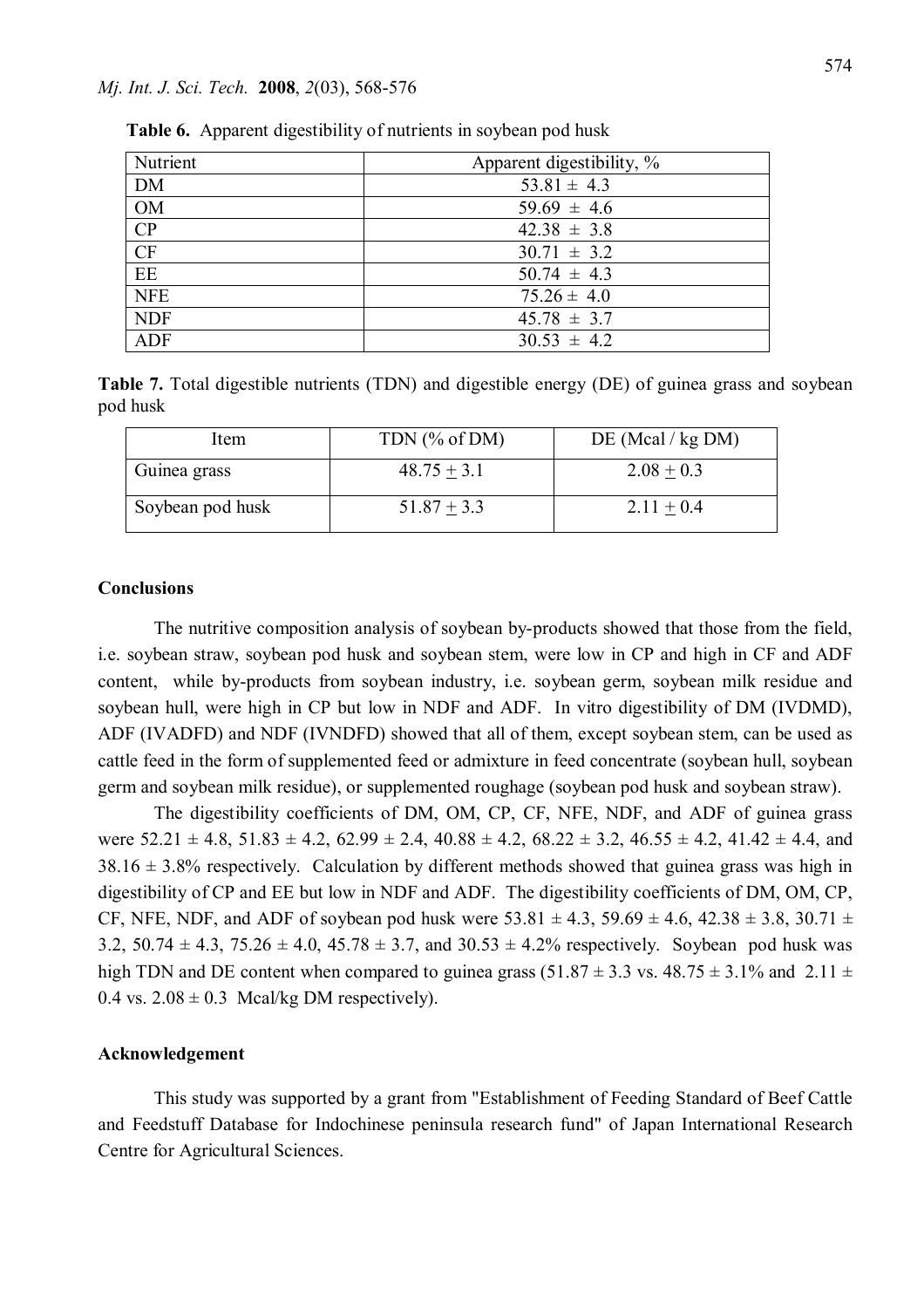**Table 6.** Apparent digestibility of nutrients in soybean pod husk

| Nutrient | Apparent digestibility, % |
|---|---|
| DM | 53.81 ± 4.3 |
| OM | 59.69 ± 4.6 |
| CP | 42.38 ± 3.8 |
| CF | 30.71 ± 3.2 |
| EE | 50.74 ± 4.3 |
| NFE | 75.26 ± 4.0 |
| NDF | 45.78 ± 3.7 |
| ADF | 30.53 ± 4.2 |

**Table 7.** Total digestible nutrients (TDN) and digestible energy (DE) of guinea grass and soybean pod husk

| Item | TDN (% of DM) | DE (Mcal / kg DM) |
|---|---|---|
| Guinea grass | 48.75 ± 3.1 | 2.08 ± 0.3 |
| Soybean pod husk | 51.87 ± 3.3 | 2.11 ± 0.4 |

## Conclusions

The nutritive composition analysis of soybean by-products showed that those from the field, i.e. soybean straw, soybean pod husk and soybean stem, were low in CP and high in CF and ADF content, while by-products from soybean industry, i.e. soybean germ, soybean milk residue and soybean hull, were high in CP but low in NDF and ADF. In vitro digestibility of DM (IVDMD), ADF (IVADFD) and NDF (IVNDFD) showed that all of them, except soybean stem, can be used as cattle feed in the form of supplemented feed or admixture in feed concentrate (soybean hull, soybean germ and soybean milk residue), or supplemented roughage (soybean pod husk and soybean straw).

The digestibility coefficients of DM, OM, CP, CF, NFE, NDF, and ADF of guinea grass were 52.21 ± 4.8, 51.83 ± 4.2, 62.99 ± 2.4, 40.88 ± 4.2, 68.22 ± 3.2, 46.55 ± 4.2, 41.42 ± 4.4, and 38.16 ± 3.8% respectively. Calculation by different methods showed that guinea grass was high in digestibility of CP and EE but low in NDF and ADF. The digestibility coefficients of DM, OM, CP, CF, NFE, NDF, and ADF of soybean pod husk were 53.81 ± 4.3, 59.69 ± 4.6, 42.38 ± 3.8, 30.71 ± 3.2, 50.74 ± 4.3, 75.26 ± 4.0, 45.78 ± 3.7, and 30.53 ± 4.2% respectively. Soybean pod husk was high TDN and DE content when compared to guinea grass (51.87 ± 3.3 vs. 48.75 ± 3.1% and 2.11 ± 0.4 vs. 2.08 ± 0.3 Mcal/kg DM respectively).

## Acknowledgement

This study was supported by a grant from "Establishment of Feeding Standard of Beef Cattle and Feedstuff Database for Indochinese peninsula research fund" of Japan International Research Centre for Agricultural Sciences.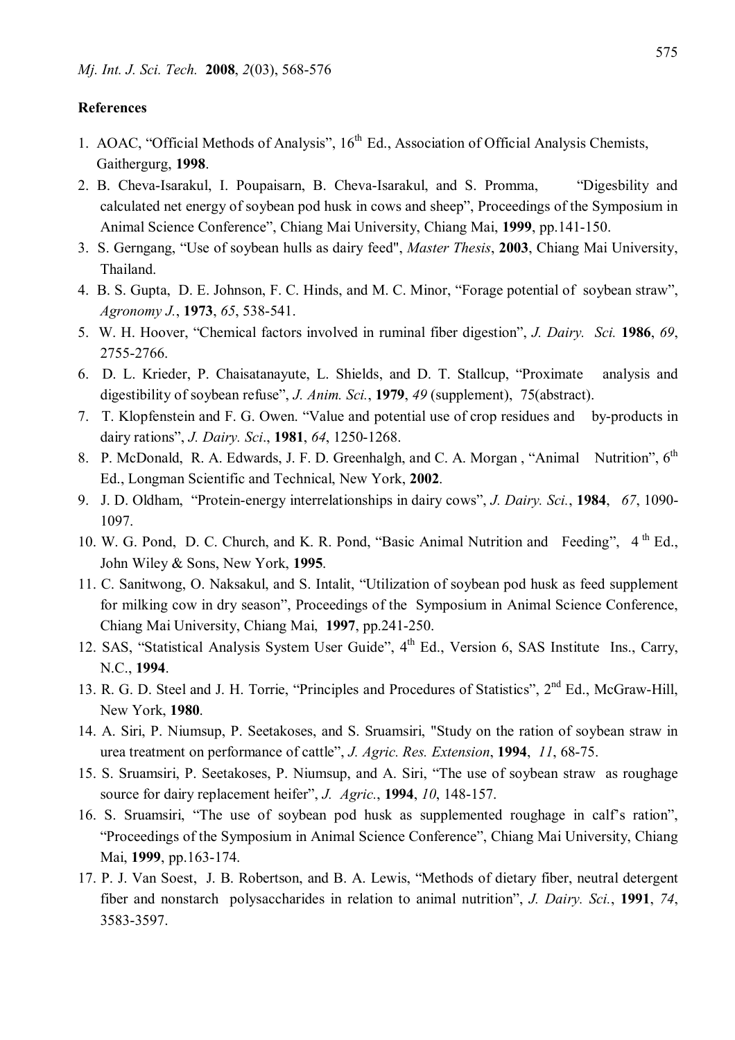## References

1. AOAC, “Official Methods of Analysis”, 16th Ed., Association of Official Analysis Chemists, Gaithergurg, **1998**.
2. B. Cheva-Isarakul, I. Poupaisarn, B. Cheva-Isarakul, and S. Promma, “Digesbility and calculated net energy of soybean pod husk in cows and sheep”, Proceedings of the Symposium in Animal Science Conference”, Chiang Mai University, Chiang Mai, **1999**, pp.141-150.
3. S. Gerngang, “Use of soybean hulls as dairy feed", *Master Thesis*, **2003**, Chiang Mai University, Thailand.
4. B. S. Gupta, D. E. Johnson, F. C. Hinds, and M. C. Minor, “Forage potential of soybean straw”, *Agronomy J.*, **1973**, *65*, 538-541.
5. W. H. Hoover, “Chemical factors involved in ruminal fiber digestion”, *J. Dairy. Sci.* **1986**, *69*, 2755-2766.
6. D. L. Krieder, P. Chaisatanayute, L. Shields, and D. T. Stallcup, “Proximate analysis and digestibility of soybean refuse”, *J. Anim. Sci.*, **1979**, *49* (supplement), 75(abstract).
7. T. Klopfenstein and F. G. Owen. “Value and potential use of crop residues and by-products in dairy rations”, *J. Dairy. Sci*., **1981**, *64*, 1250-1268.
8. P. McDonald, R. A. Edwards, J. F. D. Greenhalgh, and C. A. Morgan , “Animal Nutrition”, 6th Ed., Longman Scientific and Technical, New York, **2002**.
9. J. D. Oldham, “Protein-energy interrelationships in dairy cows”, *J. Dairy. Sci.*, **1984**, *67*, 1090-1097.
10. W. G. Pond, D. C. Church, and K. R. Pond, “Basic Animal Nutrition and Feeding”, 4th Ed., John Wiley & Sons, New York, **1995**.
11. C. Sanitwong, O. Naksakul, and S. Intalit, “Utilization of soybean pod husk as feed supplement for milking cow in dry season”, Proceedings of the Symposium in Animal Science Conference, Chiang Mai University, Chiang Mai, **1997**, pp.241-250.
12. SAS, “Statistical Analysis System User Guide”, 4th Ed., Version 6, SAS Institute Ins., Carry, N.C., **1994**.
13. R. G. D. Steel and J. H. Torrie, “Principles and Procedures of Statistics”, 2nd Ed., McGraw-Hill, New York, **1980**.
14. A. Siri, P. Niumsup, P. Seetakoses, and S. Sruamsiri, "Study on the ration of soybean straw in urea treatment on performance of cattle”, *J. Agric. Res. Extension*, **1994**, *11*, 68-75.
15. S. Sruamsiri, P. Seetakoses, P. Niumsup, and A. Siri, “The use of soybean straw as roughage source for dairy replacement heifer”, *J. Agric.*, **1994**, *10*, 148-157.
16. S. Sruamsiri, “The use of soybean pod husk as supplemented roughage in calf’s ration”, “Proceedings of the Symposium in Animal Science Conference”, Chiang Mai University, Chiang Mai, **1999**, pp.163-174.
17. P. J. Van Soest, J. B. Robertson, and B. A. Lewis, “Methods of dietary fiber, neutral detergent fiber and nonstarch polysaccharides in relation to animal nutrition”, *J. Dairy. Sci.*, **1991**, *74*, 3583-3597.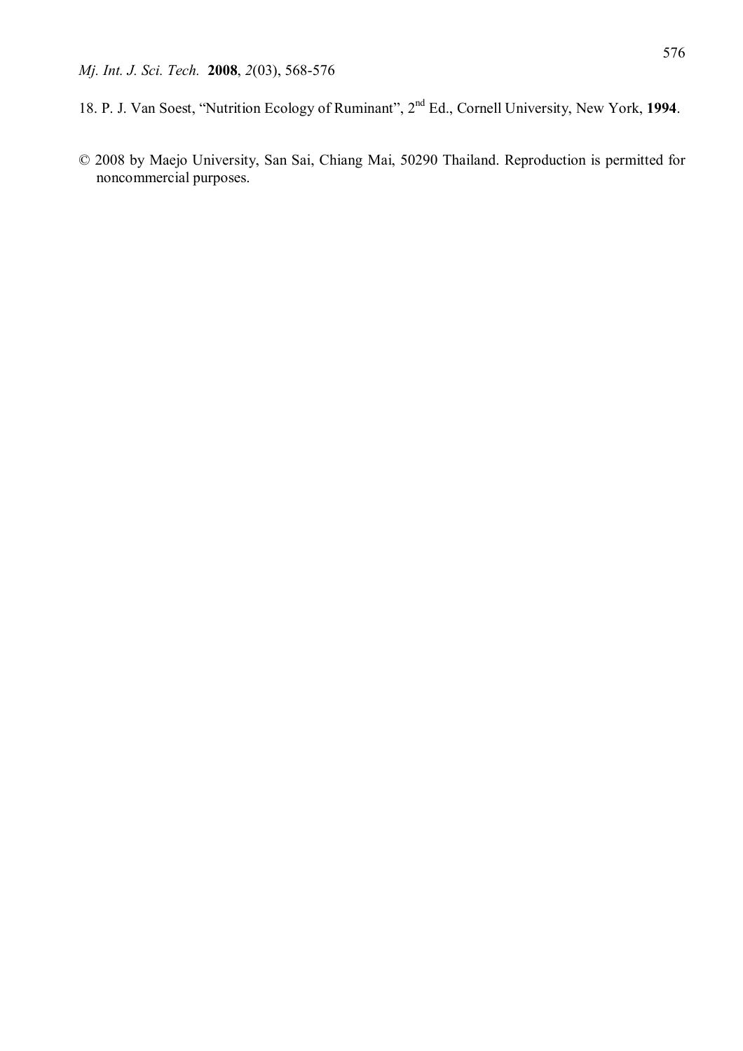18. P. J. Van Soest, "Nutrition Ecology of Ruminant", 2nd Ed., Cornell University, New York, **1994**.

© 2008 by Maejo University, San Sai, Chiang Mai, 50290 Thailand. Reproduction is permitted for noncommercial purposes.